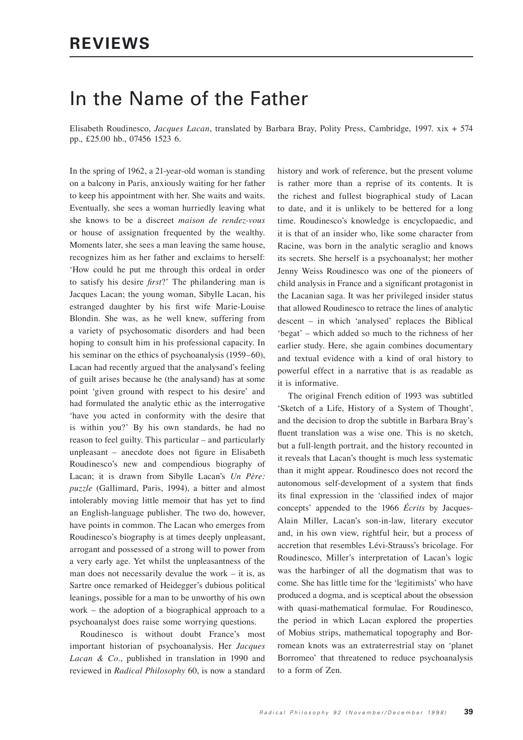# REVIEWS

## In the Name of the Father

Elisabeth Roudinesco, *Jacques Lacan*, translated by Barbara Bray, Polity Press, Cambridge, 1997. xix + 574 pp., £25.00 hb., 07456 1523 6.

In the spring of 1962, a 21-year-old woman is standing on a balcony in Paris, anxiously waiting for her father to keep his appointment with her. She waits and waits. Eventually, she sees a woman hurriedly leaving what she knows to be a discreet *maison de rendez-vous* or house of assignation frequented by the wealthy. Moments later, she sees a man leaving the same house, recognizes him as her father and exclaims to herself: 'How could he put me through this ordeal in order to satisfy his desire *first*?' The philandering man is Jacques Lacan; the young woman, Sibylle Lacan, his estranged daughter by his first wife Marie-Louise Blondin. She was, as he well knew, suffering from a variety of psychosomatic disorders and had been hoping to consult him in his professional capacity. In his seminar on the ethics of psychoanalysis (1959–60), Lacan had recently argued that the analysand's feeling of guilt arises because he (the analysand) has at some point 'given ground with respect to his desire' and had formulated the analytic ethic as the interrogative 'have you acted in conformity with the desire that is within you?' By his own standards, he had no reason to feel guilty. This particular – and particularly unpleasant – anecdote does not figure in Elisabeth Roudinesco's new and compendious biography of Lacan; it is drawn from Sibylle Lacan's *Un Père: puzzle* (Gallimard, Paris, 1994), a bitter and almost intolerably moving little memoir that has yet to find an English-language publisher. The two do, however, have points in common. The Lacan who emerges from Roudinesco's biography is at times deeply unpleasant, arrogant and possessed of a strong will to power from a very early age. Yet whilst the unpleasantness of the man does not necessarily devalue the work – it is, as Sartre once remarked of Heidegger's dubious political leanings, possible for a man to be unworthy of his own work – the adoption of a biographical approach to a psychoanalyst does raise some worrying questions.

Roudinesco is without doubt France's most important historian of psychoanalysis. Her *Jacques Lacan & Co*., published in translation in 1990 and reviewed in *Radical Philosophy* 60, is now a standard history and work of reference, but the present volume is rather more than a reprise of its contents. It is the richest and fullest biographical study of Lacan to date, and it is unlikely to be bettered for a long time. Roudinesco's knowledge is encyclopaedic, and it is that of an insider who, like some character from Racine, was born in the analytic seraglio and knows its secrets. She herself is a psychoanalyst; her mother Jenny Weiss Roudinesco was one of the pioneers of child analysis in France and a significant protagonist in the Lacanian saga. It was her privileged insider status that allowed Roudinesco to retrace the lines of analytic descent – in which 'analysed' replaces the Biblical 'begat' – which added so much to the richness of her earlier study. Here, she again combines documentary and textual evidence with a kind of oral history to powerful effect in a narrative that is as readable as it is informative.

The original French edition of 1993 was subtitled 'Sketch of a Life, History of a System of Thought', and the decision to drop the subtitle in Barbara Bray's fluent translation was a wise one. This is no sketch, but a full-length portrait, and the history recounted in it reveals that Lacan's thought is much less systematic than it might appear. Roudinesco does not record the autonomous self-development of a system that finds its final expression in the 'classified index of major concepts' appended to the 1966 *Écrits* by Jacques-Alain Miller, Lacan's son-in-law, literary executor and, in his own view, rightful heir, but a process of accretion that resembles Lévi-Strauss's bricolage. For Roudinesco, Miller's interpretation of Lacan's logic was the harbinger of all the dogmatism that was to come. She has little time for the 'legitimists' who have produced a dogma, and is sceptical about the obsession with quasi-mathematical formulae. For Roudinesco, the period in which Lacan explored the properties of Mobius strips, mathematical topography and Borromean knots was an extraterrestrial stay on 'planet Borromeo' that threatened to reduce psychoanalysis to a form of Zen.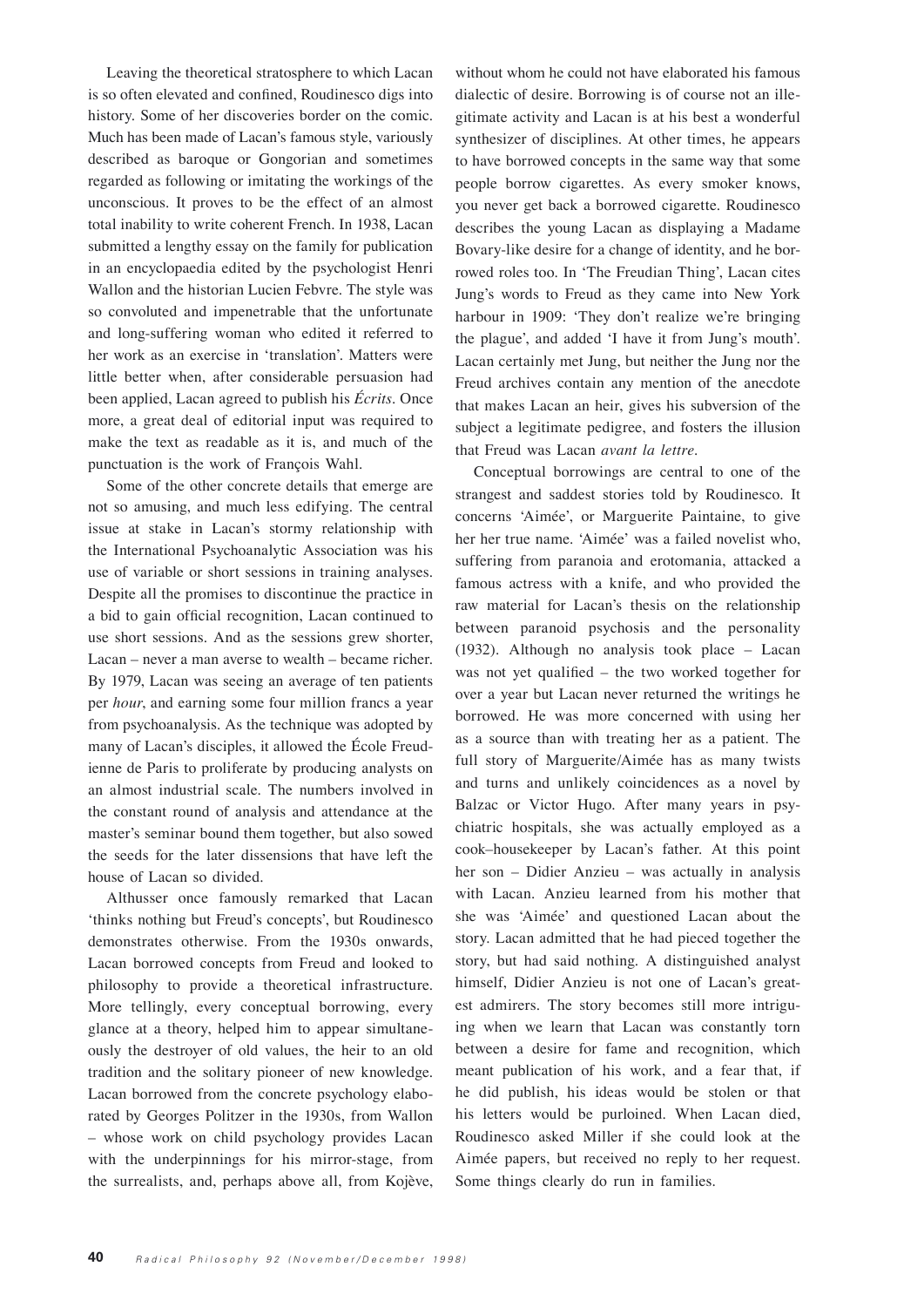Leaving the theoretical stratosphere to which Lacan is so often elevated and confined, Roudinesco digs into history. Some of her discoveries border on the comic. Much has been made of Lacan's famous style, variously described as baroque or Gongorian and sometimes regarded as following or imitating the workings of the unconscious. It proves to be the effect of an almost total inability to write coherent French. In 1938, Lacan submitted a lengthy essay on the family for publication in an encyclopaedia edited by the psychologist Henri Wallon and the historian Lucien Febvre. The style was so convoluted and impenetrable that the unfortunate and long-suffering woman who edited it referred to her work as an exercise in 'translation'. Matters were little better when, after considerable persuasion had been applied, Lacan agreed to publish his *Écrits*. Once more, a great deal of editorial input was required to make the text as readable as it is, and much of the punctuation is the work of François Wahl.

Some of the other concrete details that emerge are not so amusing, and much less edifying. The central issue at stake in Lacan's stormy relationship with the International Psychoanalytic Association was his use of variable or short sessions in training analyses. Despite all the promises to discontinue the practice in a bid to gain official recognition, Lacan continued to use short sessions. And as the sessions grew shorter, Lacan – never a man averse to wealth – became richer. By 1979, Lacan was seeing an average of ten patients per *hour*, and earning some four million francs a year from psychoanalysis. As the technique was adopted by many of Lacan's disciples, it allowed the École Freudienne de Paris to proliferate by producing analysts on an almost industrial scale. The numbers involved in the constant round of analysis and attendance at the master's seminar bound them together, but also sowed the seeds for the later dissensions that have left the house of Lacan so divided.

Althusser once famously remarked that Lacan 'thinks nothing but Freud's concepts', but Roudinesco demonstrates otherwise. From the 1930s onwards, Lacan borrowed concepts from Freud and looked to philosophy to provide a theoretical infrastructure. More tellingly, every conceptual borrowing, every glance at a theory, helped him to appear simultaneously the destroyer of old values, the heir to an old tradition and the solitary pioneer of new knowledge. Lacan borrowed from the concrete psychology elaborated by Georges Politzer in the 1930s, from Wallon – whose work on child psychology provides Lacan with the underpinnings for his mirror-stage, from the surrealists, and, perhaps above all, from Kojève, without whom he could not have elaborated his famous dialectic of desire. Borrowing is of course not an illegitimate activity and Lacan is at his best a wonderful synthesizer of disciplines. At other times, he appears to have borrowed concepts in the same way that some people borrow cigarettes. As every smoker knows, you never get back a borrowed cigarette. Roudinesco describes the young Lacan as displaying a Madame Bovary-like desire for a change of identity, and he borrowed roles too. In 'The Freudian Thing', Lacan cites Jung's words to Freud as they came into New York harbour in 1909: 'They don't realize we're bringing the plague', and added 'I have it from Jung's mouth'. Lacan certainly met Jung, but neither the Jung nor the Freud archives contain any mention of the anecdote that makes Lacan an heir, gives his subversion of the subject a legitimate pedigree, and fosters the illusion that Freud was Lacan *avant la lettre*.

Conceptual borrowings are central to one of the strangest and saddest stories told by Roudinesco. It concerns 'Aimée', or Marguerite Paintaine, to give her her true name. 'Aimée' was a failed novelist who, suffering from paranoia and erotomania, attacked a famous actress with a knife, and who provided the raw material for Lacan's thesis on the relationship between paranoid psychosis and the personality (1932). Although no analysis took place – Lacan was not yet qualified – the two worked together for over a year but Lacan never returned the writings he borrowed. He was more concerned with using her as a source than with treating her as a patient. The full story of Marguerite/Aimée has as many twists and turns and unlikely coincidences as a novel by Balzac or Victor Hugo. After many years in psychiatric hospitals, she was actually employed as a cook–housekeeper by Lacan's father. At this point her son – Didier Anzieu – was actually in analysis with Lacan. Anzieu learned from his mother that she was 'Aimée' and questioned Lacan about the story. Lacan admitted that he had pieced together the story, but had said nothing. A distinguished analyst himself, Didier Anzieu is not one of Lacan's greatest admirers. The story becomes still more intriguing when we learn that Lacan was constantly torn between a desire for fame and recognition, which meant publication of his work, and a fear that, if he did publish, his ideas would be stolen or that his letters would be purloined. When Lacan died, Roudinesco asked Miller if she could look at the Aimée papers, but received no reply to her request. Some things clearly do run in families.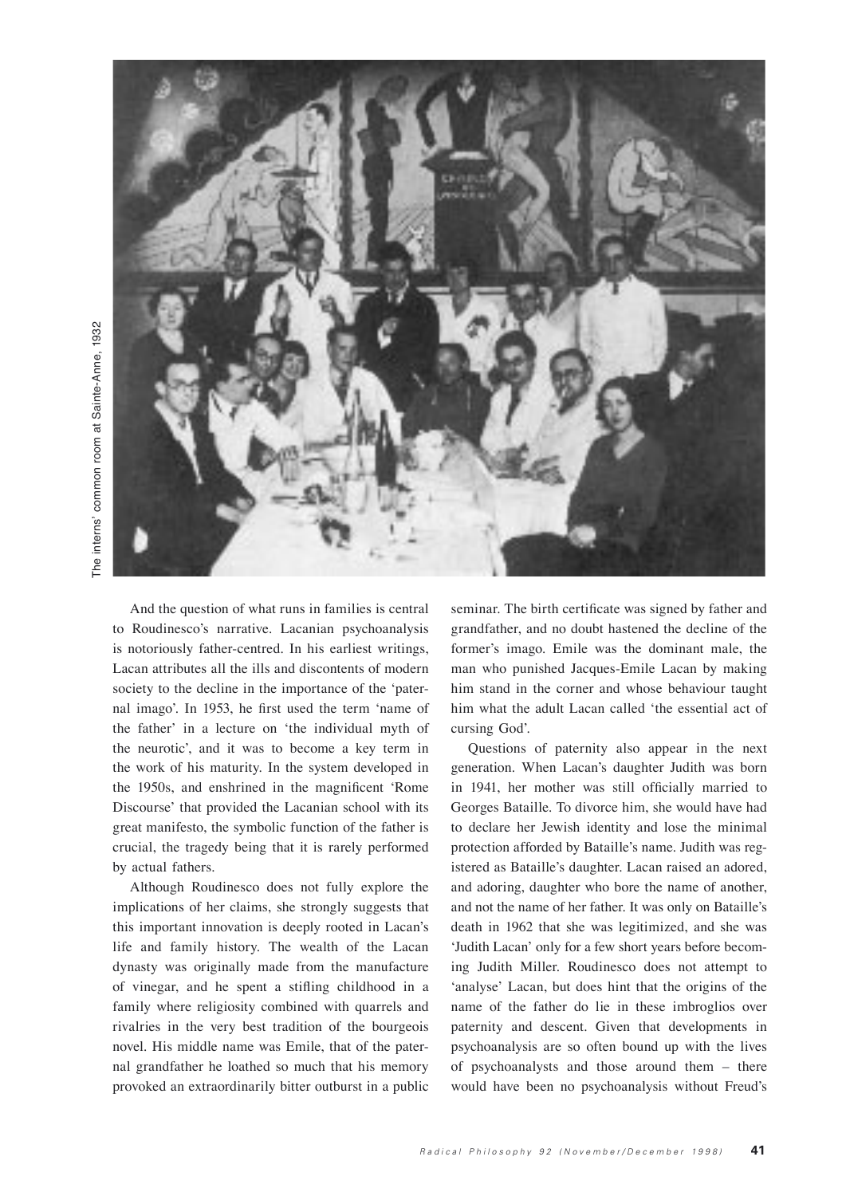The interns' common room at Sainte-Anne, 1932

And the question of what runs in families is central to Roudinesco's narrative. Lacanian psychoanalysis is notoriously father-centred. In his earliest writings, Lacan attributes all the ills and discontents of modern society to the decline in the importance of the 'paternal imago'. In 1953, he first used the term 'name of the father' in a lecture on 'the individual myth of the neurotic', and it was to become a key term in the work of his maturity. In the system developed in the 1950s, and enshrined in the magnificent 'Rome Discourse' that provided the Lacanian school with its great manifesto, the symbolic function of the father is crucial, the tragedy being that it is rarely performed by actual fathers.

Although Roudinesco does not fully explore the implications of her claims, she strongly suggests that this important innovation is deeply rooted in Lacan's life and family history. The wealth of the Lacan dynasty was originally made from the manufacture of vinegar, and he spent a stifling childhood in a family where religiosity combined with quarrels and rivalries in the very best tradition of the bourgeois novel. His middle name was Emile, that of the paternal grandfather he loathed so much that his memory provoked an extraordinarily bitter outburst in a public seminar. The birth certificate was signed by father and grandfather, and no doubt hastened the decline of the former's imago. Emile was the dominant male, the man who punished Jacques-Emile Lacan by making him stand in the corner and whose behaviour taught him what the adult Lacan called 'the essential act of cursing God'.

Questions of paternity also appear in the next generation. When Lacan's daughter Judith was born in 1941, her mother was still officially married to Georges Bataille. To divorce him, she would have had to declare her Jewish identity and lose the minimal protection afforded by Bataille's name. Judith was registered as Bataille's daughter. Lacan raised an adored, and adoring, daughter who bore the name of another, and not the name of her father. It was only on Bataille's death in 1962 that she was legitimized, and she was 'Judith Lacan' only for a few short years before becoming Judith Miller. Roudinesco does not attempt to 'analyse' Lacan, but does hint that the origins of the name of the father do lie in these imbroglios over paternity and descent. Given that developments in psychoanalysis are so often bound up with the lives of psychoanalysts and those around them – there would have been no psychoanalysis without Freud's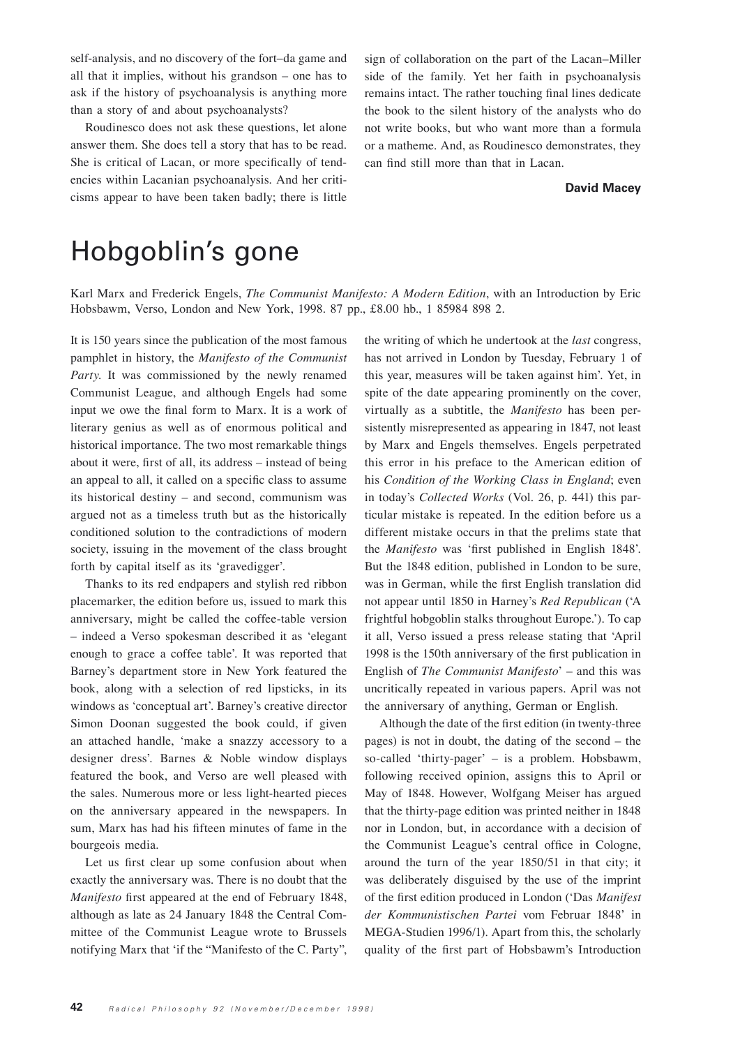self-analysis, and no discovery of the fort–da game and all that it implies, without his grandson – one has to ask if the history of psychoanalysis is anything more than a story of and about psychoanalysts?

Roudinesco does not ask these questions, let alone answer them. She does tell a story that has to be read. She is critical of Lacan, or more specifically of tendencies within Lacanian psychoanalysis. And her criticisms appear to have been taken badly; there is little sign of collaboration on the part of the Lacan–Miller side of the family. Yet her faith in psychoanalysis remains intact. The rather touching final lines dedicate the book to the silent history of the analysts who do not write books, but who want more than a formula or a matheme. And, as Roudinesco demonstrates, they can find still more than that in Lacan.

**David Macey**

# Hobgoblin's gone

Karl Marx and Frederick Engels, *The Communist Manifesto: A Modern Edition*, with an Introduction by Eric Hobsbawm, Verso, London and New York, 1998. 87 pp., £8.00 hb., 1 85984 898 2.

It is 150 years since the publication of the most famous pamphlet in history, the *Manifesto of the Communist Party*. It was commissioned by the newly renamed Communist League, and although Engels had some input we owe the final form to Marx. It is a work of literary genius as well as of enormous political and historical importance. The two most remarkable things about it were, first of all, its address – instead of being an appeal to all, it called on a specific class to assume its historical destiny – and second, communism was argued not as a timeless truth but as the historically conditioned solution to the contradictions of modern society, issuing in the movement of the class brought forth by capital itself as its 'gravedigger'.

Thanks to its red endpapers and stylish red ribbon placemarker, the edition before us, issued to mark this anniversary, might be called the coffee-table version – indeed a Verso spokesman described it as 'elegant enough to grace a coffee table'. It was reported that Barney's department store in New York featured the book, along with a selection of red lipsticks, in its windows as 'conceptual art'. Barney's creative director Simon Doonan suggested the book could, if given an attached handle, 'make a snazzy accessory to a designer dress'. Barnes & Noble window displays featured the book, and Verso are well pleased with the sales. Numerous more or less light-hearted pieces on the anniversary appeared in the newspapers. In sum, Marx has had his fifteen minutes of fame in the bourgeois media.

Let us first clear up some confusion about when exactly the anniversary was. There is no doubt that the *Manifesto* first appeared at the end of February 1848, although as late as 24 January 1848 the Central Committee of the Communist League wrote to Brussels notifying Marx that 'if the "Manifesto of the C. Party", the writing of which he undertook at the *last* congress, has not arrived in London by Tuesday, February 1 of this year, measures will be taken against him'. Yet, in spite of the date appearing prominently on the cover, virtually as a subtitle, the *Manifesto* has been persistently misrepresented as appearing in 1847, not least by Marx and Engels themselves. Engels perpetrated this error in his preface to the American edition of his *Condition of the Working Class in England*; even in today's *Collected Works* (Vol. 26, p. 441) this particular mistake is repeated. In the edition before us a different mistake occurs in that the prelims state that the *Manifesto* was 'first published in English 1848'. But the 1848 edition, published in London to be sure, was in German, while the first English translation did not appear until 1850 in Harney's *Red Republican* ('A frightful hobgoblin stalks throughout Europe.'). To cap it all, Verso issued a press release stating that 'April 1998 is the 150th anniversary of the first publication in English of *The Communist Manifesto*' – and this was uncritically repeated in various papers. April was not the anniversary of anything, German or English.

Although the date of the first edition (in twenty-three pages) is not in doubt, the dating of the second – the so-called 'thirty-pager' – is a problem. Hobsbawm, following received opinion, assigns this to April or May of 1848. However, Wolfgang Meiser has argued that the thirty-page edition was printed neither in 1848 nor in London, but, in accordance with a decision of the Communist League's central office in Cologne, around the turn of the year 1850/51 in that city; it was deliberately disguised by the use of the imprint of the first edition produced in London ('Das *Manifest der Kommunistischen Partei* vom Februar 1848' in MEGA-Studien 1996/1). Apart from this, the scholarly quality of the first part of Hobsbawm's Introduction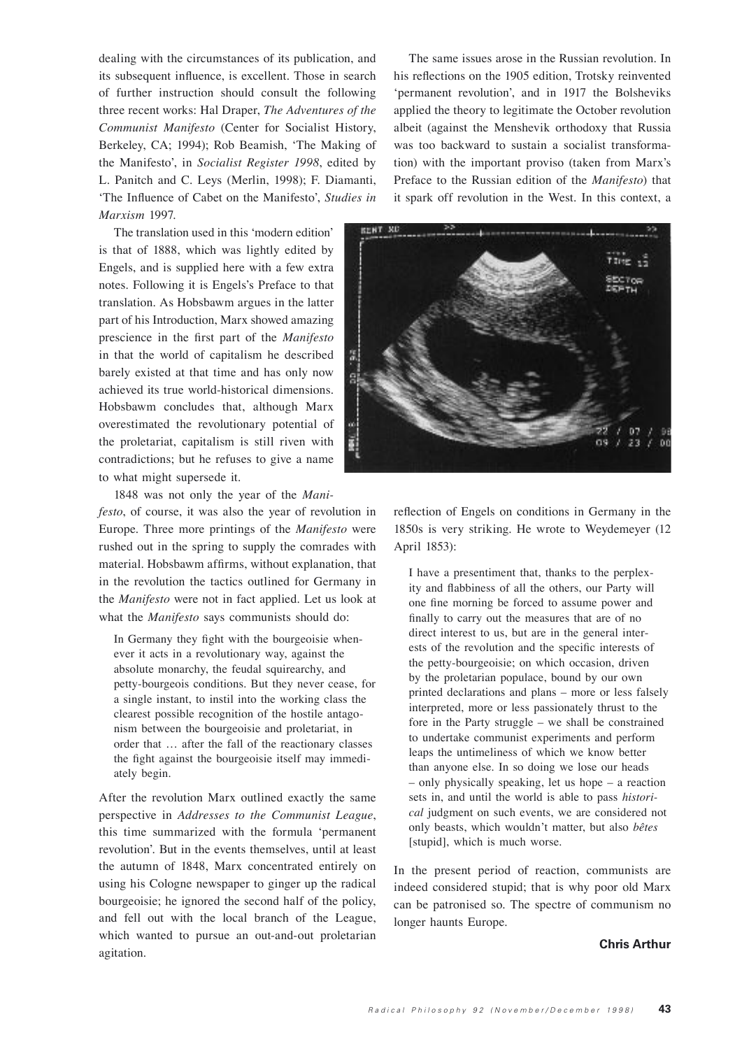dealing with the circumstances of its publication, and its subsequent influence, is excellent. Those in search of further instruction should consult the following three recent works: Hal Draper, *The Adventures of the Communist Manifesto* (Center for Socialist History, Berkeley, CA; 1994); Rob Beamish, 'The Making of the Manifesto', in *Socialist Register 1998*, edited by L. Panitch and C. Leys (Merlin, 1998); F. Diamanti, 'The Influence of Cabet on the Manifesto', *Studies in Marxism* 1997.

The translation used in this 'modern edition' is that of 1888, which was lightly edited by Engels, and is supplied here with a few extra notes. Following it is Engels's Preface to that translation. As Hobsbawm argues in the latter part of his Introduction, Marx showed amazing prescience in the first part of the *Manifesto* in that the world of capitalism he described barely existed at that time and has only now achieved its true world-historical dimensions. Hobsbawm concludes that, although Marx overestimated the revolutionary potential of the proletariat, capitalism is still riven with contradictions; but he refuses to give a name to what might supersede it.

1848 was not only the year of the *Manifesto*, of course, it was also the year of revolution in Europe. Three more printings of the *Manifesto* were rushed out in the spring to supply the comrades with material. Hobsbawm affirms, without explanation, that in the revolution the tactics outlined for Germany in the *Manifesto* were not in fact applied. Let us look at what the *Manifesto* says communists should do:

> In Germany they fight with the bourgeoisie whenever it acts in a revolutionary way, against the absolute monarchy, the feudal squirearchy, and petty-bourgeois conditions. But they never cease, for a single instant, to instil into the working class the clearest possible recognition of the hostile antagonism between the bourgeoisie and proletariat, in order that … after the fall of the reactionary classes the fight against the bourgeoisie itself may immediately begin.

After the revolution Marx outlined exactly the same perspective in *Addresses to the Communist League*, this time summarized with the formula 'permanent revolution'. But in the events themselves, until at least the autumn of 1848, Marx concentrated entirely on using his Cologne newspaper to ginger up the radical bourgeoisie; he ignored the second half of the policy, and fell out with the local branch of the League, which wanted to pursue an out-and-out proletarian agitation.

The same issues arose in the Russian revolution. In his reflections on the 1905 edition, Trotsky reinvented 'permanent revolution', and in 1917 the Bolsheviks applied the theory to legitimate the October revolution albeit (against the Menshevik orthodoxy that Russia was too backward to sustain a socialist transformation) with the important proviso (taken from Marx's Preface to the Russian edition of the *Manifesto*) that it spark off revolution in the West. In this context, a reflection of Engels on conditions in Germany in the 1850s is very striking. He wrote to Weydemeyer (12 April 1853):

> I have a presentiment that, thanks to the perplexity and flabbiness of all the others, our Party will one fine morning be forced to assume power and finally to carry out the measures that are of no direct interest to us, but are in the general interests of the revolution and the specific interests of the petty-bourgeoisie; on which occasion, driven by the proletarian populace, bound by our own printed declarations and plans – more or less falsely interpreted, more or less passionately thrust to the fore in the Party struggle – we shall be constrained to undertake communist experiments and perform leaps the untimeliness of which we know better than anyone else. In so doing we lose our heads – only physically speaking, let us hope – a reaction sets in, and until the world is able to pass *historical* judgment on such events, we are considered not only beasts, which wouldn't matter, but also *bêtes* [stupid], which is much worse.

In the present period of reaction, communists are indeed considered stupid; that is why poor old Marx can be patronised so. The spectre of communism no longer haunts Europe.

**Chris Arthur**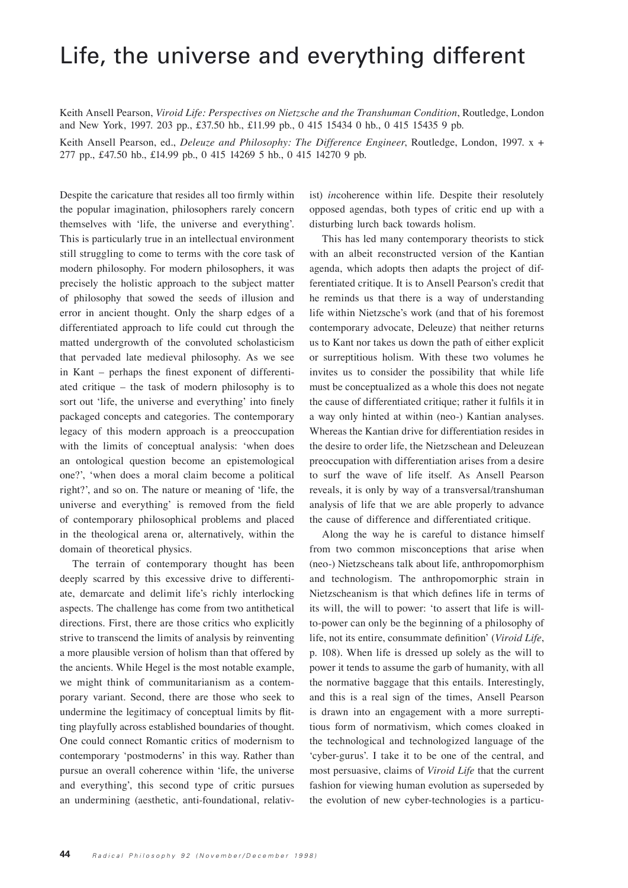# Life, the universe and everything different

Keith Ansell Pearson, *Viroid Life: Perspectives on Nietzsche and the Transhuman Condition*, Routledge, London and New York, 1997. 203 pp., £37.50 hb., £11.99 pb., 0 415 15434 0 hb., 0 415 15435 9 pb.

Keith Ansell Pearson, ed., *Deleuze and Philosophy: The Difference Engineer*, Routledge, London, 1997. x + 277 pp., £47.50 hb., £14.99 pb., 0 415 14269 5 hb., 0 415 14270 9 pb.

Despite the caricature that resides all too firmly within the popular imagination, philosophers rarely concern themselves with 'life, the universe and everything'. This is particularly true in an intellectual environment still struggling to come to terms with the core task of modern philosophy. For modern philosophers, it was precisely the holistic approach to the subject matter of philosophy that sowed the seeds of illusion and error in ancient thought. Only the sharp edges of a differentiated approach to life could cut through the matted undergrowth of the convoluted scholasticism that pervaded late medieval philosophy. As we see in Kant – perhaps the finest exponent of differentiated critique – the task of modern philosophy is to sort out 'life, the universe and everything' into finely packaged concepts and categories. The contemporary legacy of this modern approach is a preoccupation with the limits of conceptual analysis: 'when does an ontological question become an epistemological one?', 'when does a moral claim become a political right?', and so on. The nature or meaning of 'life, the universe and everything' is removed from the field of contemporary philosophical problems and placed in the theological arena or, alternatively, within the domain of theoretical physics.

The terrain of contemporary thought has been deeply scarred by this excessive drive to differentiate, demarcate and delimit life's richly interlocking aspects. The challenge has come from two antithetical directions. First, there are those critics who explicitly strive to transcend the limits of analysis by reinventing a more plausible version of holism than that offered by the ancients. While Hegel is the most notable example, we might think of communitarianism as a contemporary variant. Second, there are those who seek to undermine the legitimacy of conceptual limits by flitting playfully across established boundaries of thought. One could connect Romantic critics of modernism to contemporary 'postmoderns' in this way. Rather than pursue an overall coherence within 'life, the universe and everything', this second type of critic pursues an undermining (aesthetic, anti-foundational, relativist) *in*coherence within life. Despite their resolutely opposed agendas, both types of critic end up with a disturbing lurch back towards holism.

This has led many contemporary theorists to stick with an albeit reconstructed version of the Kantian agenda, which adopts then adapts the project of differentiated critique. It is to Ansell Pearson's credit that he reminds us that there is a way of understanding life within Nietzsche's work (and that of his foremost contemporary advocate, Deleuze) that neither returns us to Kant nor takes us down the path of either explicit or surreptitious holism. With these two volumes he invites us to consider the possibility that while life must be conceptualized as a whole this does not negate the cause of differentiated critique; rather it fulfils it in a way only hinted at within (neo-) Kantian analyses. Whereas the Kantian drive for differentiation resides in the desire to order life, the Nietzschean and Deleuzean preoccupation with differentiation arises from a desire to surf the wave of life itself. As Ansell Pearson reveals, it is only by way of a transversal/transhuman analysis of life that we are able properly to advance the cause of difference and differentiated critique.

Along the way he is careful to distance himself from two common misconceptions that arise when (neo-) Nietzscheans talk about life, anthropomorphism and technologism. The anthropomorphic strain in Nietzscheanism is that which defines life in terms of its will, the will to power: 'to assert that life is will-to-power can only be the beginning of a philosophy of life, not its entire, consummate definition' (*Viroid Life*, p. 108). When life is dressed up solely as the will to power it tends to assume the garb of humanity, with all the normative baggage that this entails. Interestingly, and this is a real sign of the times, Ansell Pearson is drawn into an engagement with a more surreptitious form of normativism, which comes cloaked in the technological and technologized language of the 'cyber-gurus'. I take it to be one of the central, and most persuasive, claims of *Viroid Life* that the current fashion for viewing human evolution as superseded by the evolution of new cyber-technologies is a particu-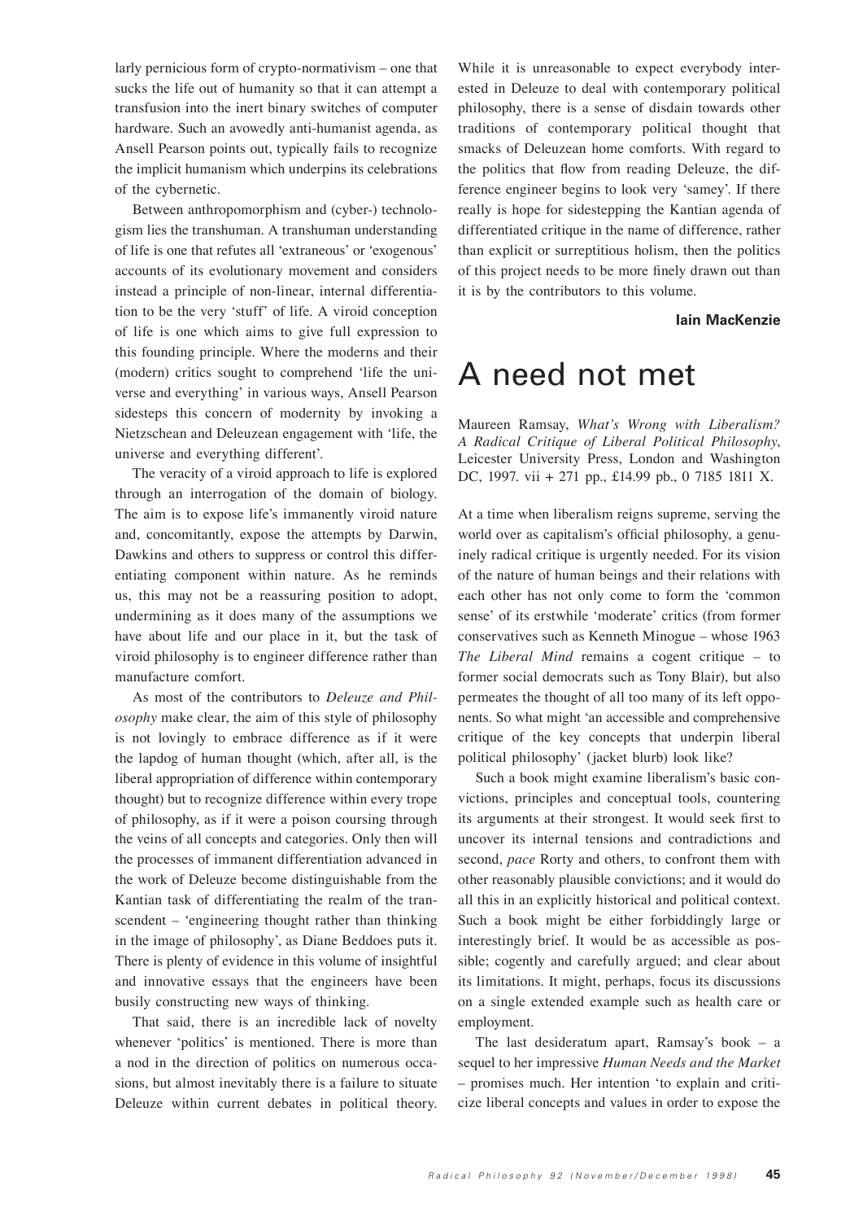larly pernicious form of crypto-normativism – one that sucks the life out of humanity so that it can attempt a transfusion into the inert binary switches of computer hardware. Such an avowedly anti-humanist agenda, as Ansell Pearson points out, typically fails to recognize the implicit humanism which underpins its celebrations of the cybernetic.

Between anthropomorphism and (cyber-) technologism lies the transhuman. A transhuman understanding of life is one that refutes all 'extraneous' or 'exogenous' accounts of its evolutionary movement and considers instead a principle of non-linear, internal differentiation to be the very 'stuff' of life. A viroid conception of life is one which aims to give full expression to this founding principle. Where the moderns and their (modern) critics sought to comprehend 'life the universe and everything' in various ways, Ansell Pearson sidesteps this concern of modernity by invoking a Nietzschean and Deleuzean engagement with 'life, the universe and everything different'.

The veracity of a viroid approach to life is explored through an interrogation of the domain of biology. The aim is to expose life's immanently viroid nature and, concomitantly, expose the attempts by Darwin, Dawkins and others to suppress or control this differentiating component within nature. As he reminds us, this may not be a reassuring position to adopt, undermining as it does many of the assumptions we have about life and our place in it, but the task of viroid philosophy is to engineer difference rather than manufacture comfort.

As most of the contributors to *Deleuze and Philosophy* make clear, the aim of this style of philosophy is not lovingly to embrace difference as if it were the lapdog of human thought (which, after all, is the liberal appropriation of difference within contemporary thought) but to recognize difference within every trope of philosophy, as if it were a poison coursing through the veins of all concepts and categories. Only then will the processes of immanent differentiation advanced in the work of Deleuze become distinguishable from the Kantian task of differentiating the realm of the transcendent – 'engineering thought rather than thinking in the image of philosophy', as Diane Beddoes puts it. There is plenty of evidence in this volume of insightful and innovative essays that the engineers have been busily constructing new ways of thinking.

That said, there is an incredible lack of novelty whenever 'politics' is mentioned. There is more than a nod in the direction of politics on numerous occasions, but almost inevitably there is a failure to situate Deleuze within current debates in political theory. While it is unreasonable to expect everybody interested in Deleuze to deal with contemporary political philosophy, there is a sense of disdain towards other traditions of contemporary political thought that smacks of Deleuzean home comforts. With regard to the politics that flow from reading Deleuze, the difference engineer begins to look very 'samey'. If there really is hope for sidestepping the Kantian agenda of differentiated critique in the name of difference, rather than explicit or surreptitious holism, then the politics of this project needs to be more finely drawn out than it is by the contributors to this volume.

**Iain MacKenzie**

# A need not met

Maureen Ramsay, *What's Wrong with Liberalism? A Radical Critique of Liberal Political Philosophy*, Leicester University Press, London and Washington DC, 1997. vii + 271 pp., £14.99 pb., 0 7185 1811 X.

At a time when liberalism reigns supreme, serving the world over as capitalism's official philosophy, a genuinely radical critique is urgently needed. For its vision of the nature of human beings and their relations with each other has not only come to form the 'common sense' of its erstwhile 'moderate' critics (from former conservatives such as Kenneth Minogue – whose 1963 *The Liberal Mind* remains a cogent critique – to former social democrats such as Tony Blair), but also permeates the thought of all too many of its left opponents. So what might 'an accessible and comprehensive critique of the key concepts that underpin liberal political philosophy' (jacket blurb) look like?

Such a book might examine liberalism's basic convictions, principles and conceptual tools, countering its arguments at their strongest. It would seek first to uncover its internal tensions and contradictions and second, *pace* Rorty and others, to confront them with other reasonably plausible convictions; and it would do all this in an explicitly historical and political context. Such a book might be either forbiddingly large or interestingly brief. It would be as accessible as possible; cogently and carefully argued; and clear about its limitations. It might, perhaps, focus its discussions on a single extended example such as health care or employment.

The last desideratum apart, Ramsay's book – a sequel to her impressive *Human Needs and the Market* – promises much. Her intention 'to explain and criticize liberal concepts and values in order to expose the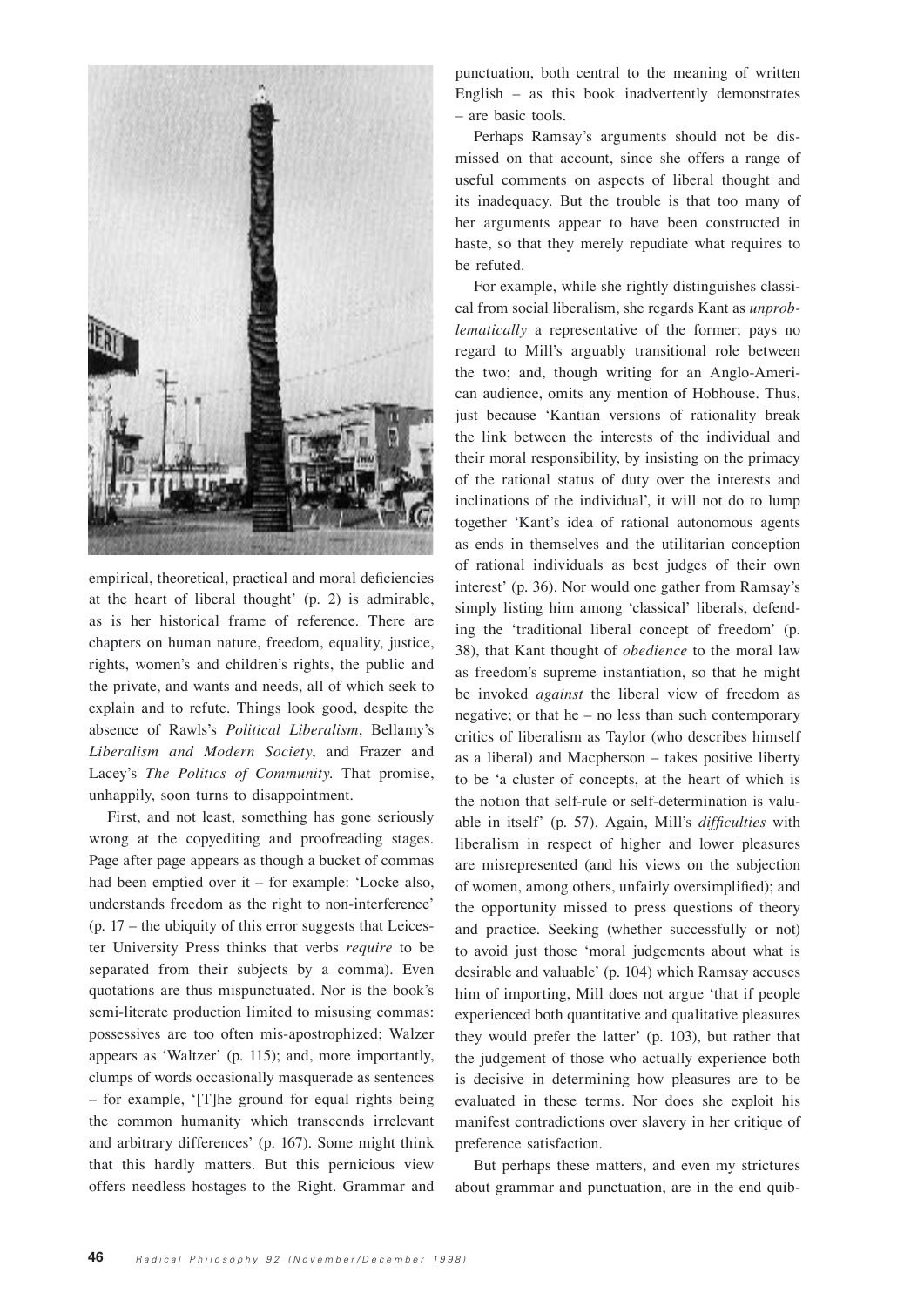empirical, theoretical, practical and moral deficiencies at the heart of liberal thought' (p. 2) is admirable, as is her historical frame of reference. There are chapters on human nature, freedom, equality, justice, rights, women's and children's rights, the public and the private, and wants and needs, all of which seek to explain and to refute. Things look good, despite the absence of Rawls's *Political Liberalism*, Bellamy's *Liberalism and Modern Society*, and Frazer and Lacey's *The Politics of Community*. That promise, unhappily, soon turns to disappointment.

First, and not least, something has gone seriously wrong at the copyediting and proofreading stages. Page after page appears as though a bucket of commas had been emptied over it – for example: 'Locke also, understands freedom as the right to non-interference' (p. 17 – the ubiquity of this error suggests that Leicester University Press thinks that verbs *require* to be separated from their subjects by a comma). Even quotations are thus mispunctuated. Nor is the book's semi-literate production limited to misusing commas: possessives are too often mis-apostrophized; Walzer appears as 'Waltzer' (p. 115); and, more importantly, clumps of words occasionally masquerade as sentences – for example, '[T]he ground for equal rights being the common humanity which transcends irrelevant and arbitrary differences' (p. 167). Some might think that this hardly matters. But this pernicious view offers needless hostages to the Right. Grammar and punctuation, both central to the meaning of written English – as this book inadvertently demonstrates – are basic tools.

Perhaps Ramsay's arguments should not be dismissed on that account, since she offers a range of useful comments on aspects of liberal thought and its inadequacy. But the trouble is that too many of her arguments appear to have been constructed in haste, so that they merely repudiate what requires to be refuted.

For example, while she rightly distinguishes classical from social liberalism, she regards Kant as *unproblematically* a representative of the former; pays no regard to Mill's arguably transitional role between the two; and, though writing for an Anglo-American audience, omits any mention of Hobhouse. Thus, just because 'Kantian versions of rationality break the link between the interests of the individual and their moral responsibility, by insisting on the primacy of the rational status of duty over the interests and inclinations of the individual', it will not do to lump together 'Kant's idea of rational autonomous agents as ends in themselves and the utilitarian conception of rational individuals as best judges of their own interest' (p. 36). Nor would one gather from Ramsay's simply listing him among 'classical' liberals, defending the 'traditional liberal concept of freedom' (p. 38), that Kant thought of *obedience* to the moral law as freedom's supreme instantiation, so that he might be invoked *against* the liberal view of freedom as negative; or that he – no less than such contemporary critics of liberalism as Taylor (who describes himself as a liberal) and Macpherson – takes positive liberty to be 'a cluster of concepts, at the heart of which is the notion that self-rule or self-determination is valuable in itself' (p. 57). Again, Mill's *difficulties* with liberalism in respect of higher and lower pleasures are misrepresented (and his views on the subjection of women, among others, unfairly oversimplified); and the opportunity missed to press questions of theory and practice. Seeking (whether successfully or not) to avoid just those 'moral judgements about what is desirable and valuable' (p. 104) which Ramsay accuses him of importing, Mill does not argue 'that if people experienced both quantitative and qualitative pleasures they would prefer the latter' (p. 103), but rather that the judgement of those who actually experience both is decisive in determining how pleasures are to be evaluated in these terms. Nor does she exploit his manifest contradictions over slavery in her critique of preference satisfaction.

But perhaps these matters, and even my strictures about grammar and punctuation, are in the end quib-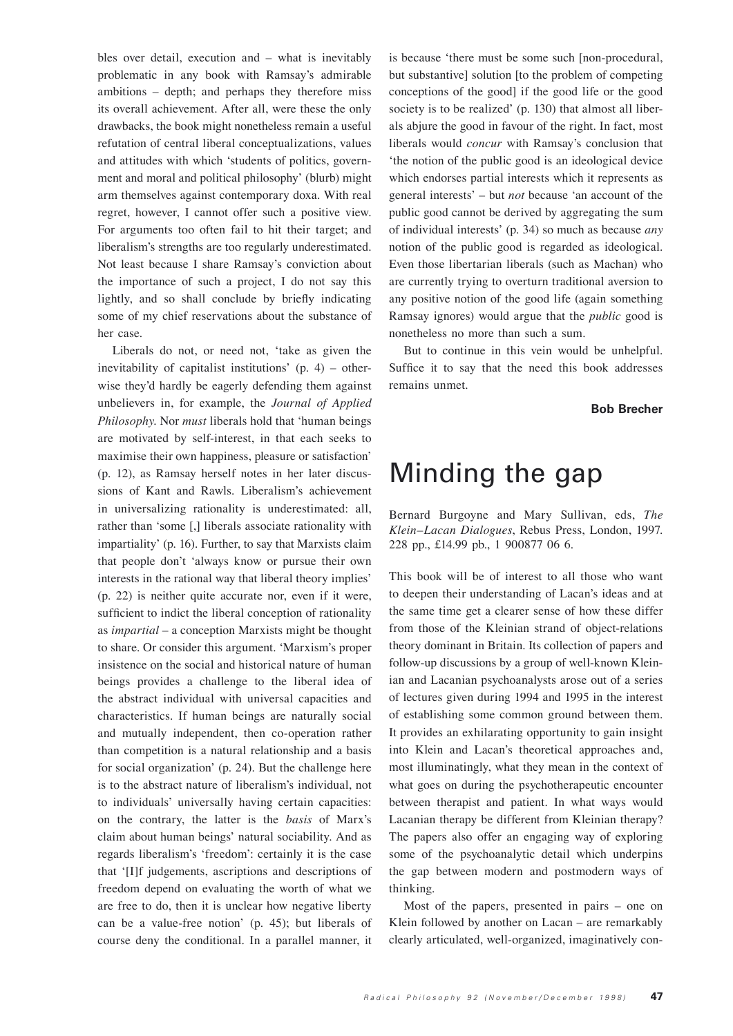bles over detail, execution and – what is inevitably problematic in any book with Ramsay's admirable ambitions – depth; and perhaps they therefore miss its overall achievement. After all, were these the only drawbacks, the book might nonetheless remain a useful refutation of central liberal conceptualizations, values and attitudes with which 'students of politics, government and moral and political philosophy' (blurb) might arm themselves against contemporary doxa. With real regret, however, I cannot offer such a positive view. For arguments too often fail to hit their target; and liberalism's strengths are too regularly underestimated. Not least because I share Ramsay's conviction about the importance of such a project, I do not say this lightly, and so shall conclude by briefly indicating some of my chief reservations about the substance of her case.

Liberals do not, or need not, 'take as given the inevitability of capitalist institutions' (p. 4) – otherwise they'd hardly be eagerly defending them against unbelievers in, for example, the *Journal of Applied Philosophy*. Nor *must* liberals hold that 'human beings are motivated by self-interest, in that each seeks to maximise their own happiness, pleasure or satisfaction' (p. 12), as Ramsay herself notes in her later discussions of Kant and Rawls. Liberalism's achievement in universalizing rationality is underestimated: all, rather than 'some [,] liberals associate rationality with impartiality' (p. 16). Further, to say that Marxists claim that people don't 'always know or pursue their own interests in the rational way that liberal theory implies' (p. 22) is neither quite accurate nor, even if it were, sufficient to indict the liberal conception of rationality as *impartial* – a conception Marxists might be thought to share. Or consider this argument. 'Marxism's proper insistence on the social and historical nature of human beings provides a challenge to the liberal idea of the abstract individual with universal capacities and characteristics. If human beings are naturally social and mutually independent, then co-operation rather than competition is a natural relationship and a basis for social organization' (p. 24). But the challenge here is to the abstract nature of liberalism's individual, not to individuals' universally having certain capacities: on the contrary, the latter is the *basis* of Marx's claim about human beings' natural sociability. And as regards liberalism's 'freedom': certainly it is the case that '[I]f judgements, ascriptions and descriptions of freedom depend on evaluating the worth of what we are free to do, then it is unclear how negative liberty can be a value-free notion' (p. 45); but liberals of course deny the conditional. In a parallel manner, it is because 'there must be some such [non-procedural, but substantive] solution [to the problem of competing conceptions of the good] if the good life or the good society is to be realized' (p. 130) that almost all liberals abjure the good in favour of the right. In fact, most liberals would *concur* with Ramsay's conclusion that 'the notion of the public good is an ideological device which endorses partial interests which it represents as general interests' – but *not* because 'an account of the public good cannot be derived by aggregating the sum of individual interests' (p. 34) so much as because *any* notion of the public good is regarded as ideological. Even those libertarian liberals (such as Machan) who are currently trying to overturn traditional aversion to any positive notion of the good life (again something Ramsay ignores) would argue that the *public* good is nonetheless no more than such a sum.

But to continue in this vein would be unhelpful. Suffice it to say that the need this book addresses remains unmet.

**Bob Brecher**

# Minding the gap

Bernard Burgoyne and Mary Sullivan, eds, *The Klein–Lacan Dialogues*, Rebus Press, London, 1997. 228 pp., £14.99 pb., 1 900877 06 6.

This book will be of interest to all those who want to deepen their understanding of Lacan's ideas and at the same time get a clearer sense of how these differ from those of the Kleinian strand of object-relations theory dominant in Britain. Its collection of papers and follow-up discussions by a group of well-known Kleinian and Lacanian psychoanalysts arose out of a series of lectures given during 1994 and 1995 in the interest of establishing some common ground between them. It provides an exhilarating opportunity to gain insight into Klein and Lacan's theoretical approaches and, most illuminatingly, what they mean in the context of what goes on during the psychotherapeutic encounter between therapist and patient. In what ways would Lacanian therapy be different from Kleinian therapy? The papers also offer an engaging way of exploring some of the psychoanalytic detail which underpins the gap between modern and postmodern ways of thinking.

Most of the papers, presented in pairs – one on Klein followed by another on Lacan – are remarkably clearly articulated, well-organized, imaginatively con-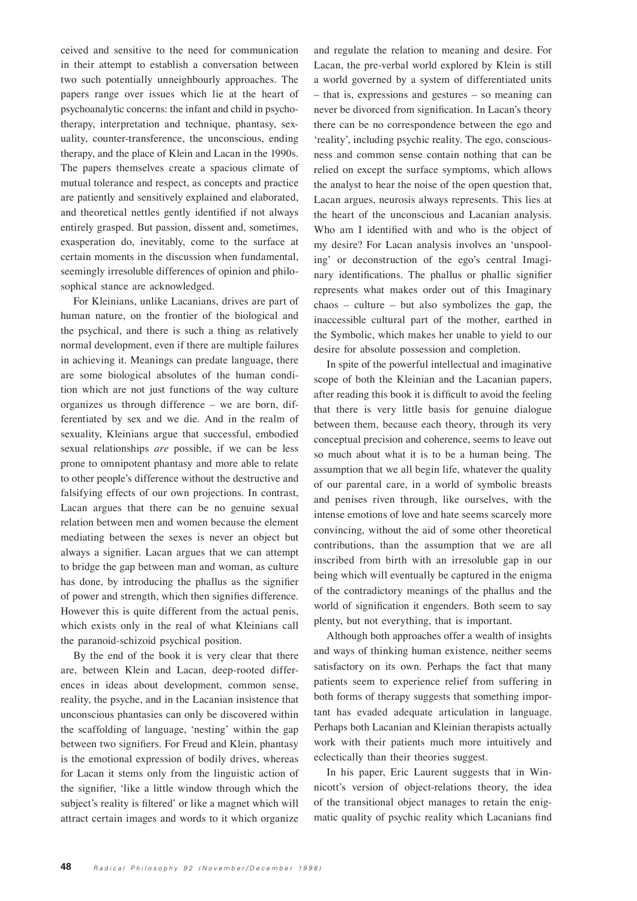ceived and sensitive to the need for communication in their attempt to establish a conversation between two such potentially unneighbourly approaches. The papers range over issues which lie at the heart of psychoanalytic concerns: the infant and child in psychotherapy, interpretation and technique, phantasy, sexuality, counter-transference, the unconscious, ending therapy, and the place of Klein and Lacan in the 1990s. The papers themselves create a spacious climate of mutual tolerance and respect, as concepts and practice are patiently and sensitively explained and elaborated, and theoretical nettles gently identified if not always entirely grasped. But passion, dissent and, sometimes, exasperation do, inevitably, come to the surface at certain moments in the discussion when fundamental, seemingly irresoluble differences of opinion and philosophical stance are acknowledged.

For Kleinians, unlike Lacanians, drives are part of human nature, on the frontier of the biological and the psychical, and there is such a thing as relatively normal development, even if there are multiple failures in achieving it. Meanings can predate language, there are some biological absolutes of the human condition which are not just functions of the way culture organizes us through difference – we are born, differentiated by sex and we die. And in the realm of sexuality, Kleinians argue that successful, embodied sexual relationships *are* possible, if we can be less prone to omnipotent phantasy and more able to relate to other people's difference without the destructive and falsifying effects of our own projections. In contrast, Lacan argues that there can be no genuine sexual relation between men and women because the element mediating between the sexes is never an object but always a signifier. Lacan argues that we can attempt to bridge the gap between man and woman, as culture has done, by introducing the phallus as the signifier of power and strength, which then signifies difference. However this is quite different from the actual penis, which exists only in the real of what Kleinians call the paranoid-schizoid psychical position.

By the end of the book it is very clear that there are, between Klein and Lacan, deep-rooted differences in ideas about development, common sense, reality, the psyche, and in the Lacanian insistence that unconscious phantasies can only be discovered within the scaffolding of language, 'nesting' within the gap between two signifiers. For Freud and Klein, phantasy is the emotional expression of bodily drives, whereas for Lacan it stems only from the linguistic action of the signifier, 'like a little window through which the subject's reality is filtered' or like a magnet which will attract certain images and words to it which organize and regulate the relation to meaning and desire. For Lacan, the pre-verbal world explored by Klein is still a world governed by a system of differentiated units – that is, expressions and gestures – so meaning can never be divorced from signification. In Lacan's theory there can be no correspondence between the ego and 'reality', including psychic reality. The ego, consciousness and common sense contain nothing that can be relied on except the surface symptoms, which allows the analyst to hear the noise of the open question that, Lacan argues, neurosis always represents. This lies at the heart of the unconscious and Lacanian analysis. Who am I identified with and who is the object of my desire? For Lacan analysis involves an 'unspooling' or deconstruction of the ego's central Imaginary identifications. The phallus or phallic signifier represents what makes order out of this Imaginary chaos – culture – but also symbolizes the gap, the inaccessible cultural part of the mother, earthed in the Symbolic, which makes her unable to yield to our desire for absolute possession and completion.

In spite of the powerful intellectual and imaginative scope of both the Kleinian and the Lacanian papers, after reading this book it is difficult to avoid the feeling that there is very little basis for genuine dialogue between them, because each theory, through its very conceptual precision and coherence, seems to leave out so much about what it is to be a human being. The assumption that we all begin life, whatever the quality of our parental care, in a world of symbolic breasts and penises riven through, like ourselves, with the intense emotions of love and hate seems scarcely more convincing, without the aid of some other theoretical contributions, than the assumption that we are all inscribed from birth with an irresoluble gap in our being which will eventually be captured in the enigma of the contradictory meanings of the phallus and the world of signification it engenders. Both seem to say plenty, but not everything, that is important.

Although both approaches offer a wealth of insights and ways of thinking human existence, neither seems satisfactory on its own. Perhaps the fact that many patients seem to experience relief from suffering in both forms of therapy suggests that something important has evaded adequate articulation in language. Perhaps both Lacanian and Kleinian therapists actually work with their patients much more intuitively and eclectically than their theories suggest.

In his paper, Eric Laurent suggests that in Winnicott's version of object-relations theory, the idea of the transitional object manages to retain the enigmatic quality of psychic reality which Lacanians find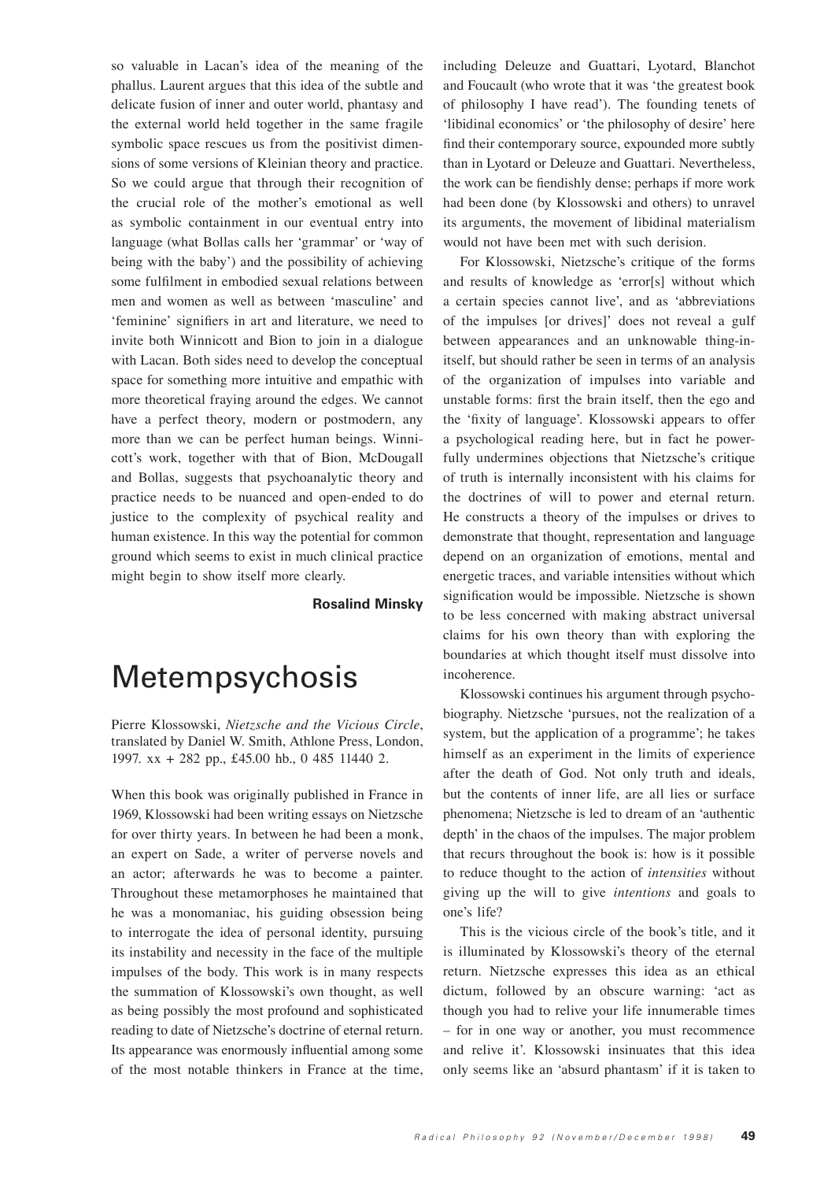so valuable in Lacan's idea of the meaning of the phallus. Laurent argues that this idea of the subtle and delicate fusion of inner and outer world, phantasy and the external world held together in the same fragile symbolic space rescues us from the positivist dimensions of some versions of Kleinian theory and practice. So we could argue that through their recognition of the crucial role of the mother's emotional as well as symbolic containment in our eventual entry into language (what Bollas calls her 'grammar' or 'way of being with the baby') and the possibility of achieving some fulfilment in embodied sexual relations between men and women as well as between 'masculine' and 'feminine' signifiers in art and literature, we need to invite both Winnicott and Bion to join in a dialogue with Lacan. Both sides need to develop the conceptual space for something more intuitive and empathic with more theoretical fraying around the edges. We cannot have a perfect theory, modern or postmodern, any more than we can be perfect human beings. Winnicott's work, together with that of Bion, McDougall and Bollas, suggests that psychoanalytic theory and practice needs to be nuanced and open-ended to do justice to the complexity of psychical reality and human existence. In this way the potential for common ground which seems to exist in much clinical practice might begin to show itself more clearly.

**Rosalind Minsky**

# Metempsychosis

Pierre Klossowski, *Nietzsche and the Vicious Circle*, translated by Daniel W. Smith, Athlone Press, London, 1997. xx + 282 pp., £45.00 hb., 0 485 11440 2.

When this book was originally published in France in 1969, Klossowski had been writing essays on Nietzsche for over thirty years. In between he had been a monk, an expert on Sade, a writer of perverse novels and an actor; afterwards he was to become a painter. Throughout these metamorphoses he maintained that he was a monomaniac, his guiding obsession being to interrogate the idea of personal identity, pursuing its instability and necessity in the face of the multiple impulses of the body. This work is in many respects the summation of Klossowski's own thought, as well as being possibly the most profound and sophisticated reading to date of Nietzsche's doctrine of eternal return. Its appearance was enormously influential among some of the most notable thinkers in France at the time, including Deleuze and Guattari, Lyotard, Blanchot and Foucault (who wrote that it was 'the greatest book of philosophy I have read'). The founding tenets of 'libidinal economics' or 'the philosophy of desire' here find their contemporary source, expounded more subtly than in Lyotard or Deleuze and Guattari. Nevertheless, the work can be fiendishly dense; perhaps if more work had been done (by Klossowski and others) to unravel its arguments, the movement of libidinal materialism would not have been met with such derision.

For Klossowski, Nietzsche's critique of the forms and results of knowledge as 'error[s] without which a certain species cannot live', and as 'abbreviations of the impulses [or drives]' does not reveal a gulf between appearances and an unknowable thing-in-itself, but should rather be seen in terms of an analysis of the organization of impulses into variable and unstable forms: first the brain itself, then the ego and the 'fixity of language'. Klossowski appears to offer a psychological reading here, but in fact he powerfully undermines objections that Nietzsche's critique of truth is internally inconsistent with his claims for the doctrines of will to power and eternal return. He constructs a theory of the impulses or drives to demonstrate that thought, representation and language depend on an organization of emotions, mental and energetic traces, and variable intensities without which signification would be impossible. Nietzsche is shown to be less concerned with making abstract universal claims for his own theory than with exploring the boundaries at which thought itself must dissolve into incoherence.

Klossowski continues his argument through psychobiography. Nietzsche 'pursues, not the realization of a system, but the application of a programme'; he takes himself as an experiment in the limits of experience after the death of God. Not only truth and ideals, but the contents of inner life, are all lies or surface phenomena; Nietzsche is led to dream of an 'authentic depth' in the chaos of the impulses. The major problem that recurs throughout the book is: how is it possible to reduce thought to the action of *intensities* without giving up the will to give *intentions* and goals to one's life?

This is the vicious circle of the book's title, and it is illuminated by Klossowski's theory of the eternal return. Nietzsche expresses this idea as an ethical dictum, followed by an obscure warning: 'act as though you had to relive your life innumerable times – for in one way or another, you must recommence and relive it'. Klossowski insinuates that this idea only seems like an 'absurd phantasm' if it is taken to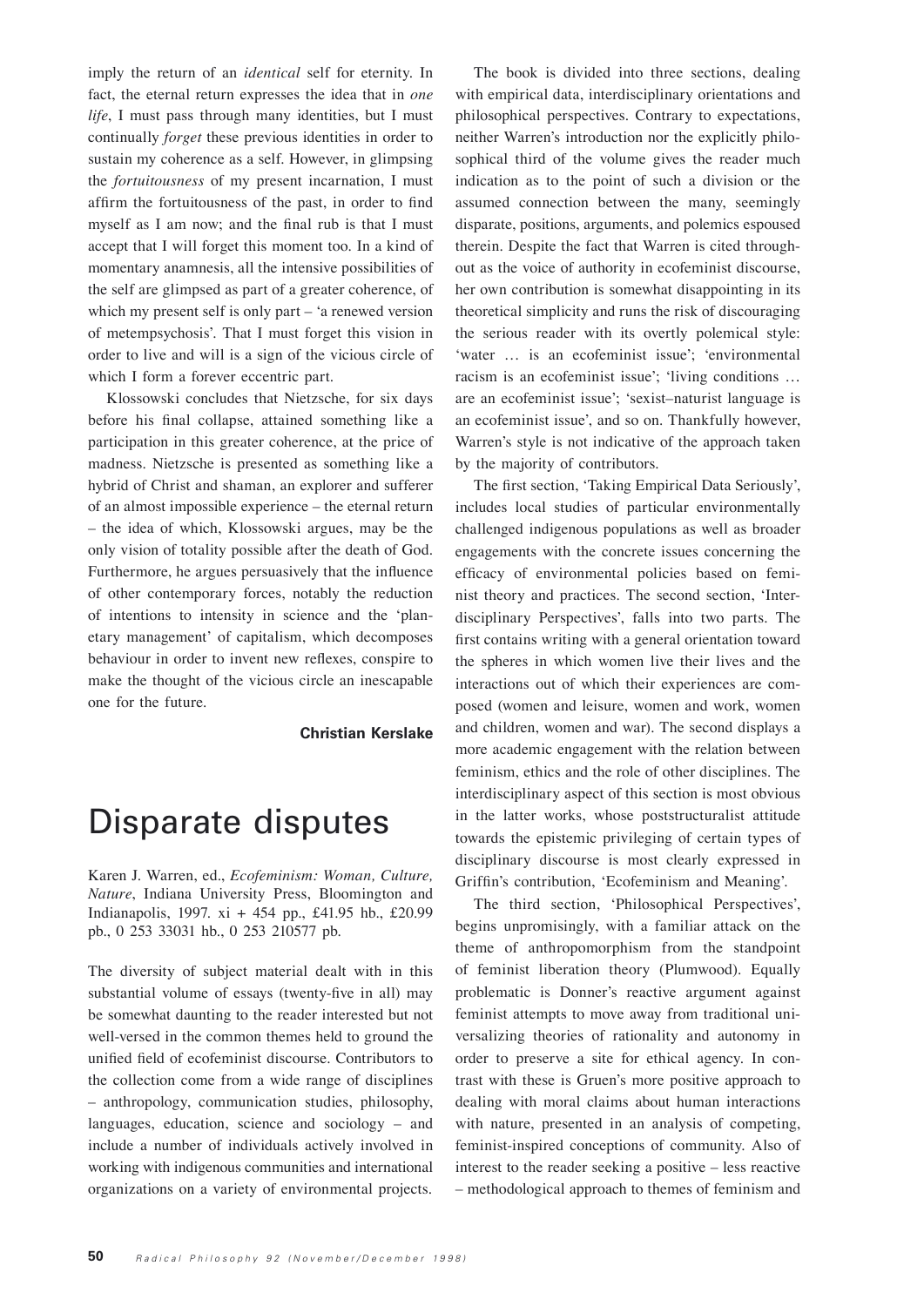imply the return of an *identical* self for eternity. In fact, the eternal return expresses the idea that in *one life*, I must pass through many identities, but I must continually *forget* these previous identities in order to sustain my coherence as a self. However, in glimpsing the *fortuitousness* of my present incarnation, I must affirm the fortuitousness of the past, in order to find myself as I am now; and the final rub is that I must accept that I will forget this moment too. In a kind of momentary anamnesis, all the intensive possibilities of the self are glimpsed as part of a greater coherence, of which my present self is only part – 'a renewed version of metempsychosis'. That I must forget this vision in order to live and will is a sign of the vicious circle of which I form a forever eccentric part.

Klossowski concludes that Nietzsche, for six days before his final collapse, attained something like a participation in this greater coherence, at the price of madness. Nietzsche is presented as something like a hybrid of Christ and shaman, an explorer and sufferer of an almost impossible experience – the eternal return – the idea of which, Klossowski argues, may be the only vision of totality possible after the death of God. Furthermore, he argues persuasively that the influence of other contemporary forces, notably the reduction of intentions to intensity in science and the 'planetary management' of capitalism, which decomposes behaviour in order to invent new reflexes, conspire to make the thought of the vicious circle an inescapable one for the future.

**Christian Kerslake**

# Disparate disputes

Karen J. Warren, ed., *Ecofeminism: Woman, Culture, Nature*, Indiana University Press, Bloomington and Indianapolis, 1997. xi + 454 pp., £41.95 hb., £20.99 pb., 0 253 33031 hb., 0 253 210577 pb.

The diversity of subject material dealt with in this substantial volume of essays (twenty-five in all) may be somewhat daunting to the reader interested but not well-versed in the common themes held to ground the unified field of ecofeminist discourse. Contributors to the collection come from a wide range of disciplines – anthropology, communication studies, philosophy, languages, education, science and sociology – and include a number of individuals actively involved in working with indigenous communities and international organizations on a variety of environmental projects.

The book is divided into three sections, dealing with empirical data, interdisciplinary orientations and philosophical perspectives. Contrary to expectations, neither Warren's introduction nor the explicitly philosophical third of the volume gives the reader much indication as to the point of such a division or the assumed connection between the many, seemingly disparate, positions, arguments, and polemics espoused therein. Despite the fact that Warren is cited throughout as the voice of authority in ecofeminist discourse, her own contribution is somewhat disappointing in its theoretical simplicity and runs the risk of discouraging the serious reader with its overtly polemical style: 'water … is an ecofeminist issue'; 'environmental racism is an ecofeminist issue'; 'living conditions … are an ecofeminist issue'; 'sexist–naturist language is an ecofeminist issue', and so on. Thankfully however, Warren's style is not indicative of the approach taken by the majority of contributors.

The first section, 'Taking Empirical Data Seriously', includes local studies of particular environmentally challenged indigenous populations as well as broader engagements with the concrete issues concerning the efficacy of environmental policies based on feminist theory and practices. The second section, 'Interdisciplinary Perspectives', falls into two parts. The first contains writing with a general orientation toward the spheres in which women live their lives and the interactions out of which their experiences are composed (women and leisure, women and work, women and children, women and war). The second displays a more academic engagement with the relation between feminism, ethics and the role of other disciplines. The interdisciplinary aspect of this section is most obvious in the latter works, whose poststructuralist attitude towards the epistemic privileging of certain types of disciplinary discourse is most clearly expressed in Griffin's contribution, 'Ecofeminism and Meaning'.

The third section, 'Philosophical Perspectives', begins unpromisingly, with a familiar attack on the theme of anthropomorphism from the standpoint of feminist liberation theory (Plumwood). Equally problematic is Donner's reactive argument against feminist attempts to move away from traditional universalizing theories of rationality and autonomy in order to preserve a site for ethical agency. In contrast with these is Gruen's more positive approach to dealing with moral claims about human interactions with nature, presented in an analysis of competing, feminist-inspired conceptions of community. Also of interest to the reader seeking a positive – less reactive – methodological approach to themes of feminism and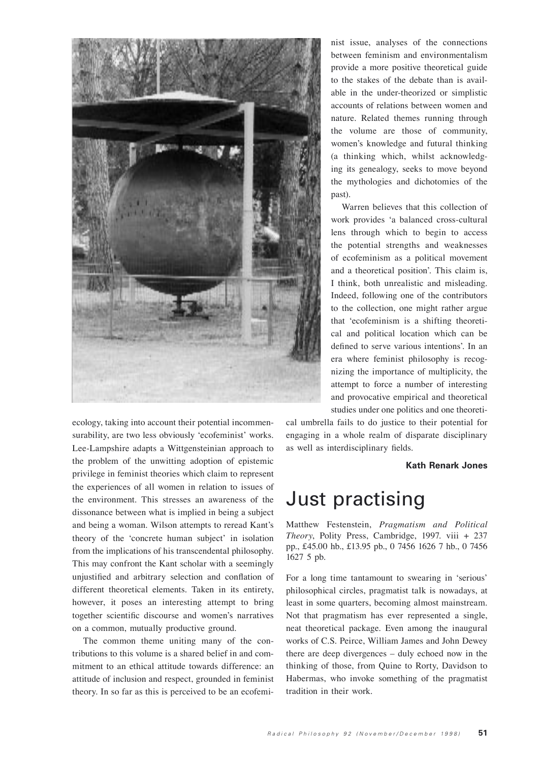ecology, taking into account their potential incommensurability, are two less obviously 'ecofeminist' works. Lee-Lampshire adapts a Wittgensteinian approach to the problem of the unwitting adoption of epistemic privilege in feminist theories which claim to represent the experiences of all women in relation to issues of the environment. This stresses an awareness of the dissonance between what is implied in being a subject and being a woman. Wilson attempts to reread Kant's theory of the 'concrete human subject' in isolation from the implications of his transcendental philosophy. This may confront the Kant scholar with a seemingly unjustified and arbitrary selection and conflation of different theoretical elements. Taken in its entirety, however, it poses an interesting attempt to bring together scientific discourse and women's narratives on a common, mutually productive ground.

The common theme uniting many of the contributions to this volume is a shared belief in and commitment to an ethical attitude towards difference: an attitude of inclusion and respect, grounded in feminist theory. In so far as this is perceived to be an ecofeminist issue, analyses of the connections between feminism and environmentalism provide a more positive theoretical guide to the stakes of the debate than is available in the under-theorized or simplistic accounts of relations between women and nature. Related themes running through the volume are those of community, women's knowledge and futural thinking (a thinking which, whilst acknowledging its genealogy, seeks to move beyond the mythologies and dichotomies of the past).

Warren believes that this collection of work provides 'a balanced cross-cultural lens through which to begin to access the potential strengths and weaknesses of ecofeminism as a political movement and a theoretical position'. This claim is, I think, both unrealistic and misleading. Indeed, following one of the contributors to the collection, one might rather argue that 'ecofeminism is a shifting theoretical and political location which can be defined to serve various intentions'. In an era where feminist philosophy is recognizing the importance of multiplicity, the attempt to force a number of interesting and provocative empirical and theoretical studies under one politics and one theoretical umbrella fails to do justice to their potential for engaging in a whole realm of disparate disciplinary as well as interdisciplinary fields.

**Kath Renark Jones**

# Just practising

Matthew Festenstein, *Pragmatism and Political Theory*, Polity Press, Cambridge, 1997. viii + 237 pp., £45.00 hb., £13.95 pb., 0 7456 1626 7 hb., 0 7456 1627 5 pb.

For a long time tantamount to swearing in 'serious' philosophical circles, pragmatist talk is nowadays, at least in some quarters, becoming almost mainstream. Not that pragmatism has ever represented a single, neat theoretical package. Even among the inaugural works of C.S. Peirce, William James and John Dewey there are deep divergences – duly echoed now in the thinking of those, from Quine to Rorty, Davidson to Habermas, who invoke something of the pragmatist tradition in their work.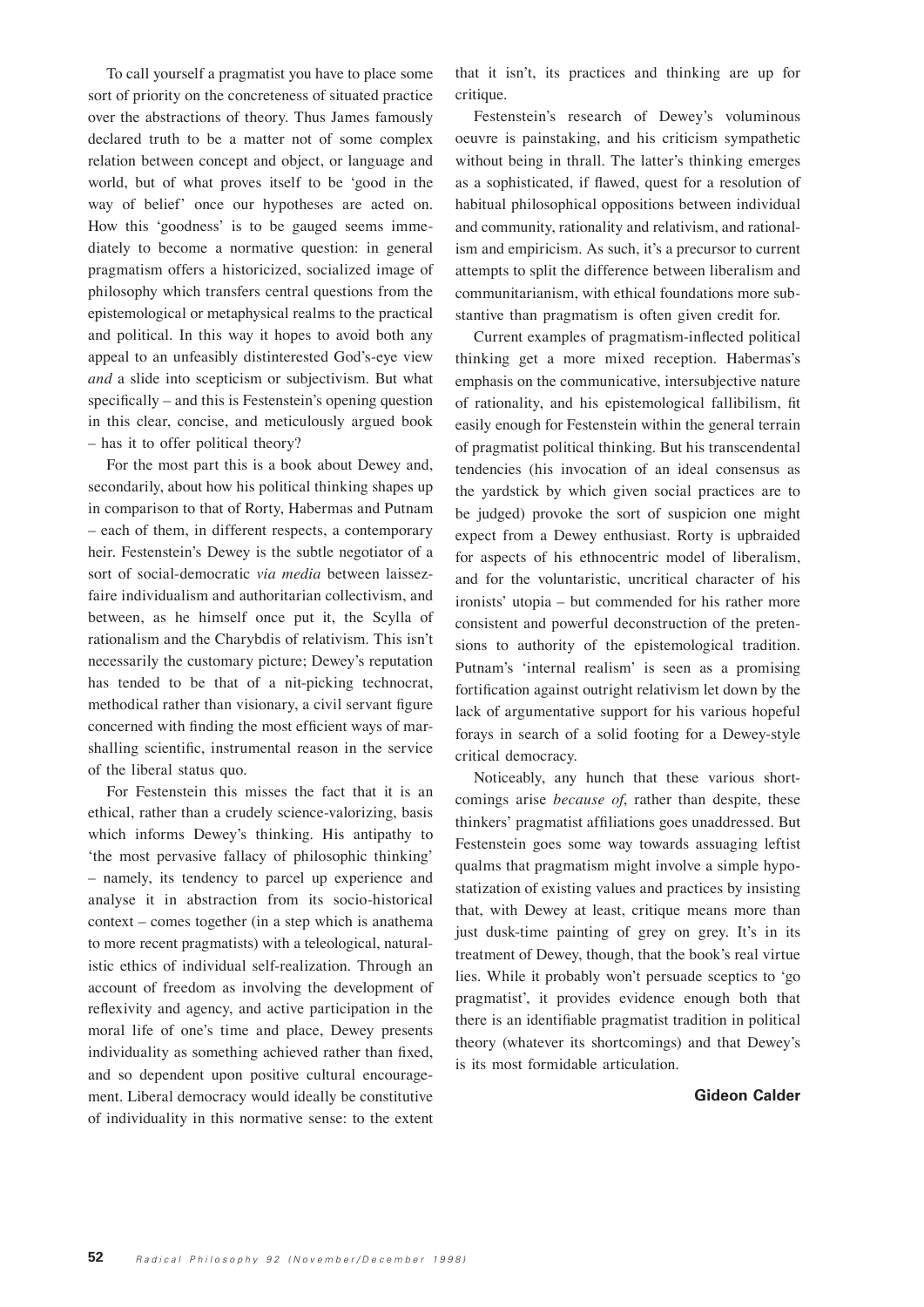To call yourself a pragmatist you have to place some sort of priority on the concreteness of situated practice over the abstractions of theory. Thus James famously declared truth to be a matter not of some complex relation between concept and object, or language and world, but of what proves itself to be 'good in the way of belief' once our hypotheses are acted on. How this 'goodness' is to be gauged seems immediately to become a normative question: in general pragmatism offers a historicized, socialized image of philosophy which transfers central questions from the epistemological or metaphysical realms to the practical and political. In this way it hopes to avoid both any appeal to an unfeasibly distinterested God's-eye view *and* a slide into scepticism or subjectivism. But what specifically – and this is Festenstein's opening question in this clear, concise, and meticulously argued book – has it to offer political theory?

For the most part this is a book about Dewey and, secondarily, about how his political thinking shapes up in comparison to that of Rorty, Habermas and Putnam – each of them, in different respects, a contemporary heir. Festenstein's Dewey is the subtle negotiator of a sort of social-democratic *via media* between laissez-faire individualism and authoritarian collectivism, and between, as he himself once put it, the Scylla of rationalism and the Charybdis of relativism. This isn't necessarily the customary picture; Dewey's reputation has tended to be that of a nit-picking technocrat, methodical rather than visionary, a civil servant figure concerned with finding the most efficient ways of marshalling scientific, instrumental reason in the service of the liberal status quo.

For Festenstein this misses the fact that it is an ethical, rather than a crudely science-valorizing, basis which informs Dewey's thinking. His antipathy to 'the most pervasive fallacy of philosophic thinking' – namely, its tendency to parcel up experience and analyse it in abstraction from its socio-historical context – comes together (in a step which is anathema to more recent pragmatists) with a teleological, naturalistic ethics of individual self-realization. Through an account of freedom as involving the development of reflexivity and agency, and active participation in the moral life of one's time and place, Dewey presents individuality as something achieved rather than fixed, and so dependent upon positive cultural encouragement. Liberal democracy would ideally be constitutive of individuality in this normative sense: to the extent that it isn't, its practices and thinking are up for critique.

Festenstein's research of Dewey's voluminous oeuvre is painstaking, and his criticism sympathetic without being in thrall. The latter's thinking emerges as a sophisticated, if flawed, quest for a resolution of habitual philosophical oppositions between individual and community, rationality and relativism, and rationalism and empiricism. As such, it's a precursor to current attempts to split the difference between liberalism and communitarianism, with ethical foundations more substantive than pragmatism is often given credit for.

Current examples of pragmatism-inflected political thinking get a more mixed reception. Habermas's emphasis on the communicative, intersubjective nature of rationality, and his epistemological fallibilism, fit easily enough for Festenstein within the general terrain of pragmatist political thinking. But his transcendental tendencies (his invocation of an ideal consensus as the yardstick by which given social practices are to be judged) provoke the sort of suspicion one might expect from a Dewey enthusiast. Rorty is upbraided for aspects of his ethnocentric model of liberalism, and for the voluntaristic, uncritical character of his ironists' utopia – but commended for his rather more consistent and powerful deconstruction of the pretensions to authority of the epistemological tradition. Putnam's 'internal realism' is seen as a promising fortification against outright relativism let down by the lack of argumentative support for his various hopeful forays in search of a solid footing for a Dewey-style critical democracy.

Noticeably, any hunch that these various shortcomings arise *because of*, rather than despite, these thinkers' pragmatist affiliations goes unaddressed. But Festenstein goes some way towards assuaging leftist qualms that pragmatism might involve a simple hypostatization of existing values and practices by insisting that, with Dewey at least, critique means more than just dusk-time painting of grey on grey. It's in its treatment of Dewey, though, that the book's real virtue lies. While it probably won't persuade sceptics to 'go pragmatist', it provides evidence enough both that there is an identifiable pragmatist tradition in political theory (whatever its shortcomings) and that Dewey's is its most formidable articulation.

**Gideon Calder**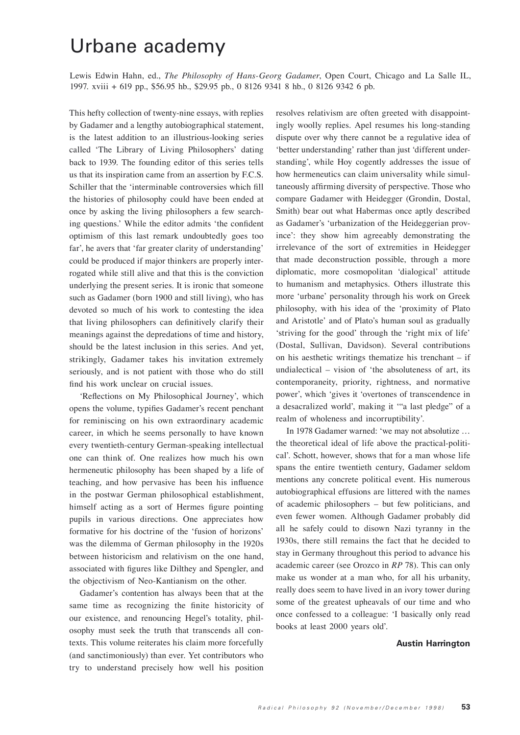# Urbane academy

Lewis Edwin Hahn, ed., *The Philosophy of Hans-Georg Gadamer*, Open Court, Chicago and La Salle IL, 1997. xviii + 619 pp., $56.95 hb., $29.95 pb., 0 8126 9341 8 hb., 0 8126 9342 6 pb.

This hefty collection of twenty-nine essays, with replies by Gadamer and a lengthy autobiographical statement, is the latest addition to an illustrious-looking series called 'The Library of Living Philosophers' dating back to 1939. The founding editor of this series tells us that its inspiration came from an assertion by F.C.S. Schiller that the 'interminable controversies which fill the histories of philosophy could have been ended at once by asking the living philosophers a few searching questions.' While the editor admits 'the confident optimism of this last remark undoubtedly goes too far', he avers that 'far greater clarity of understanding' could be produced if major thinkers are properly interrogated while still alive and that this is the conviction underlying the present series. It is ironic that someone such as Gadamer (born 1900 and still living), who has devoted so much of his work to contesting the idea that living philosophers can definitively clarify their meanings against the depredations of time and history, should be the latest inclusion in this series. And yet, strikingly, Gadamer takes his invitation extremely seriously, and is not patient with those who do still find his work unclear on crucial issues.

'Reflections on My Philosophical Journey', which opens the volume, typifies Gadamer's recent penchant for reminiscing on his own extraordinary academic career, in which he seems personally to have known every twentieth-century German-speaking intellectual one can think of. One realizes how much his own hermeneutic philosophy has been shaped by a life of teaching, and how pervasive has been his influence in the postwar German philosophical establishment, himself acting as a sort of Hermes figure pointing pupils in various directions. One appreciates how formative for his doctrine of the 'fusion of horizons' was the dilemma of German philosophy in the 1920s between historicism and relativism on the one hand, associated with figures like Dilthey and Spengler, and the objectivism of Neo-Kantianism on the other.

Gadamer's contention has always been that at the same time as recognizing the finite historicity of our existence, and renouncing Hegel's totality, philosophy must seek the truth that transcends all contexts. This volume reiterates his claim more forcefully (and sanctimoniously) than ever. Yet contributors who try to understand precisely how well his position resolves relativism are often greeted with disappointingly woolly replies. Apel resumes his long-standing dispute over why there cannot be a regulative idea of 'better understanding' rather than just 'different understanding', while Hoy cogently addresses the issue of how hermeneutics can claim universality while simultaneously affirming diversity of perspective. Those who compare Gadamer with Heidegger (Grondin, Dostal, Smith) bear out what Habermas once aptly described as Gadamer's 'urbanization of the Heideggerian province': they show him agreeably demonstrating the irrelevance of the sort of extremities in Heidegger that made deconstruction possible, through a more diplomatic, more cosmopolitan 'dialogical' attitude to humanism and metaphysics. Others illustrate this more 'urbane' personality through his work on Greek philosophy, with his idea of the 'proximity of Plato and Aristotle' and of Plato's human soul as gradually 'striving for the good' through the 'right mix of life' (Dostal, Sullivan, Davidson). Several contributions on his aesthetic writings thematize his trenchant – if undialectical – vision of 'the absoluteness of art, its contemporaneity, priority, rightness, and normative power', which 'gives it 'overtones of transcendence in a desacralized world', making it '"a last pledge" of a realm of wholeness and incorruptibility'.

In 1978 Gadamer warned: 'we may not absolutize … the theoretical ideal of life above the practical-political'. Schott, however, shows that for a man whose life spans the entire twentieth century, Gadamer seldom mentions any concrete political event. His numerous autobiographical effusions are littered with the names of academic philosophers – but few politicians, and even fewer women. Although Gadamer probably did all he safely could to disown Nazi tyranny in the 1930s, there still remains the fact that he decided to stay in Germany throughout this period to advance his academic career (see Orozco in *RP* 78). This can only make us wonder at a man who, for all his urbanity, really does seem to have lived in an ivory tower during some of the greatest upheavals of our time and who once confessed to a colleague: 'I basically only read books at least 2000 years old'.

**Austin Harrington**